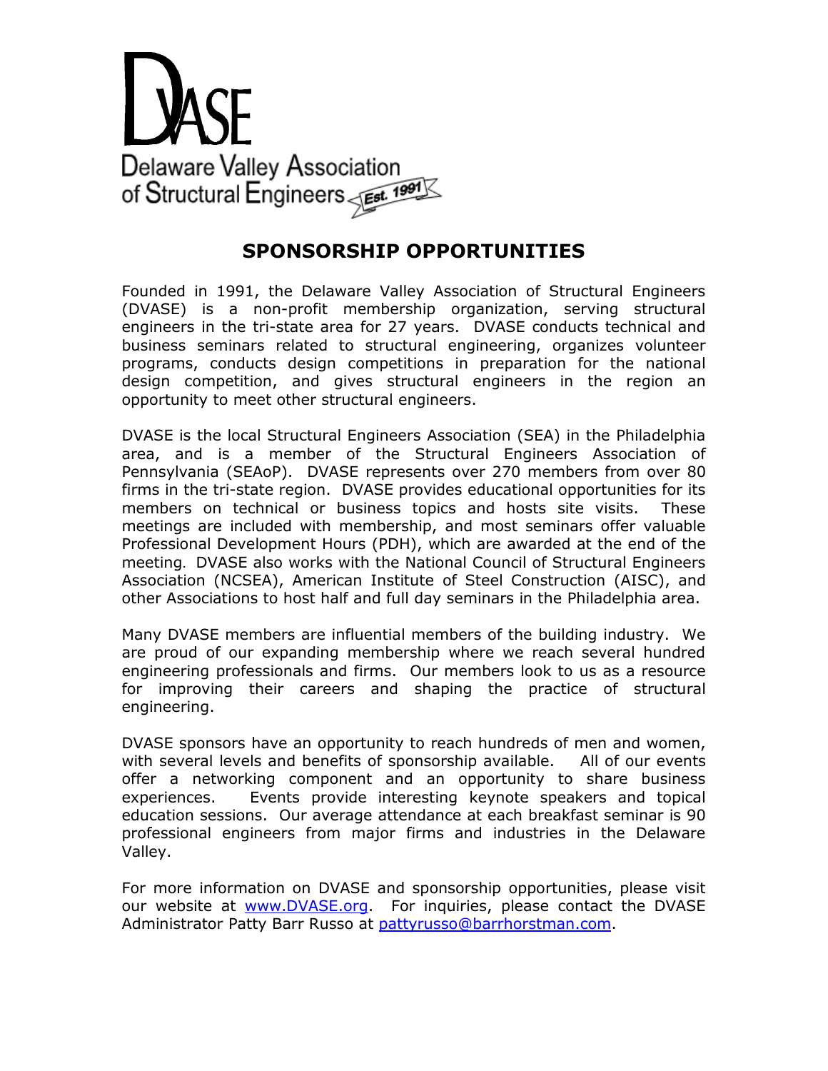DVASE

Delaware Valley Association of Structural Engineers Est. 1991

## SPONSORSHIP OPPORTUNITIES

Founded in 1991, the Delaware Valley Association of Structural Engineers (DVASE) is a non-profit membership organization, serving structural engineers in the tri-state area for 27 years. DVASE conducts technical and business seminars related to structural engineering, organizes volunteer programs, conducts design competitions in preparation for the national design competition, and gives structural engineers in the region an opportunity to meet other structural engineers.

DVASE is the local Structural Engineers Association (SEA) in the Philadelphia area, and is a member of the Structural Engineers Association of Pennsylvania (SEAoP). DVASE represents over 270 members from over 80 firms in the tri-state region. DVASE provides educational opportunities for its members on technical or business topics and hosts site visits. These meetings are included with membership, and most seminars offer valuable Professional Development Hours (PDH), which are awarded at the end of the meeting. DVASE also works with the National Council of Structural Engineers Association (NCSEA), American Institute of Steel Construction (AISC), and other Associations to host half and full day seminars in the Philadelphia area.

Many DVASE members are influential members of the building industry. We are proud of our expanding membership where we reach several hundred engineering professionals and firms. Our members look to us as a resource for improving their careers and shaping the practice of structural engineering.

DVASE sponsors have an opportunity to reach hundreds of men and women, with several levels and benefits of sponsorship available. All of our events offer a networking component and an opportunity to share business experiences. Events provide interesting keynote speakers and topical education sessions. Our average attendance at each breakfast seminar is 90 professional engineers from major firms and industries in the Delaware Valley.

For more information on DVASE and sponsorship opportunities, please visit our website at www.DVASE.org. For inquiries, please contact the DVASE Administrator Patty Barr Russo at pattyrusso@barrhorstman.com.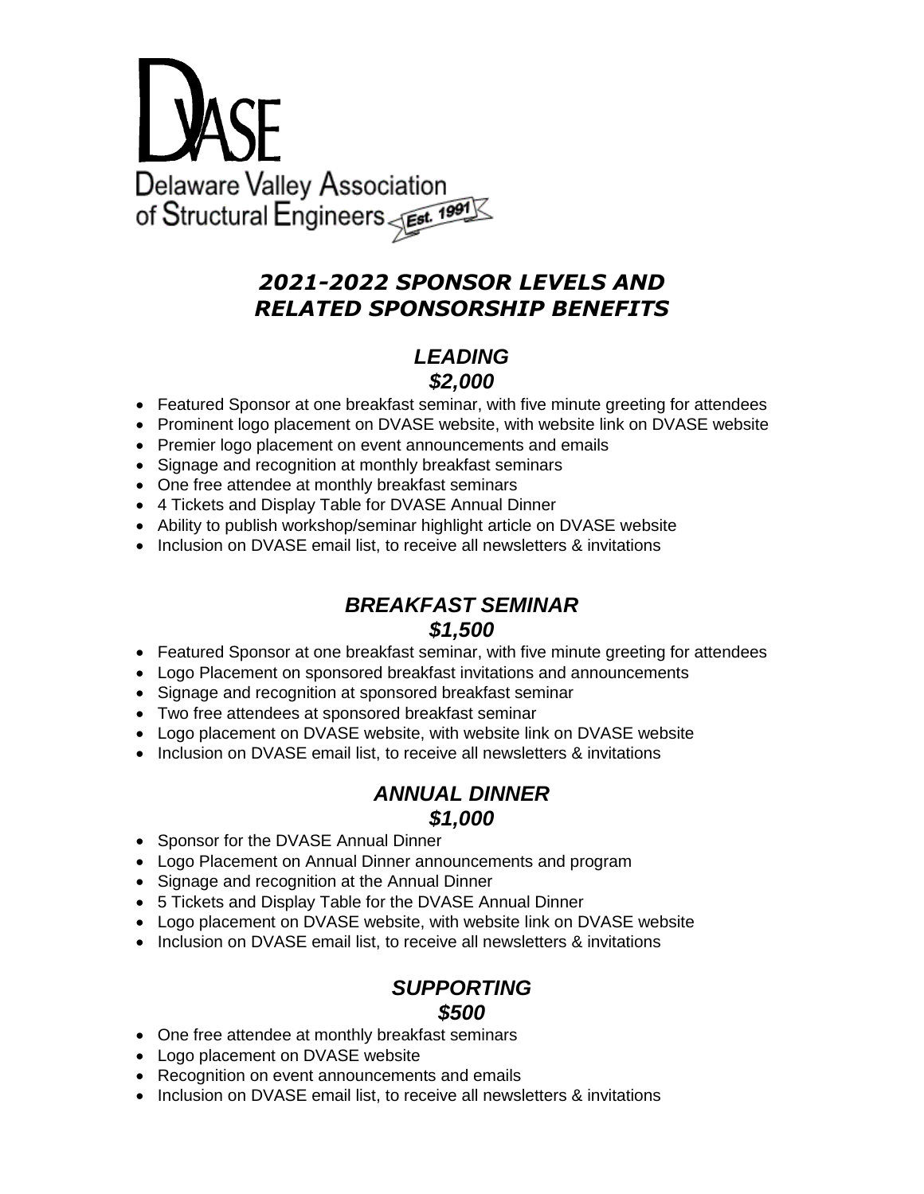DVASE

Delaware Valley Association of Structural Engineers Est. 1991

## *2021-2022 SPONSOR LEVELS AND RELATED SPONSORSHIP BENEFITS*

### *LEADING*
### *$2,000*

- Featured Sponsor at one breakfast seminar, with five minute greeting for attendees
- Prominent logo placement on DVASE website, with website link on DVASE website
- Premier logo placement on event announcements and emails
- Signage and recognition at monthly breakfast seminars
- One free attendee at monthly breakfast seminars
- 4 Tickets and Display Table for DVASE Annual Dinner
- Ability to publish workshop/seminar highlight article on DVASE website
- Inclusion on DVASE email list, to receive all newsletters & invitations

### *BREAKFAST SEMINAR*
### *$1,500*

- Featured Sponsor at one breakfast seminar, with five minute greeting for attendees
- Logo Placement on sponsored breakfast invitations and announcements
- Signage and recognition at sponsored breakfast seminar
- Two free attendees at sponsored breakfast seminar
- Logo placement on DVASE website, with website link on DVASE website
- Inclusion on DVASE email list, to receive all newsletters & invitations

### *ANNUAL DINNER*
### *$1,000*

- Sponsor for the DVASE Annual Dinner
- Logo Placement on Annual Dinner announcements and program
- Signage and recognition at the Annual Dinner
- 5 Tickets and Display Table for the DVASE Annual Dinner
- Logo placement on DVASE website, with website link on DVASE website
- Inclusion on DVASE email list, to receive all newsletters & invitations

### *SUPPORTING*
### *$500*

- One free attendee at monthly breakfast seminars
- Logo placement on DVASE website
- Recognition on event announcements and emails
- Inclusion on DVASE email list, to receive all newsletters & invitations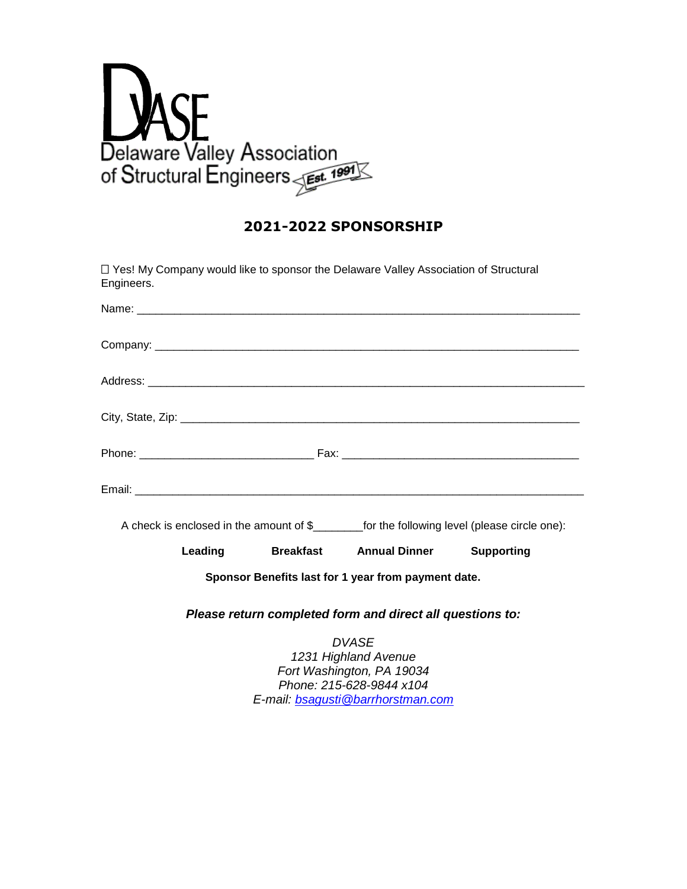DVASE
Delaware Valley Association of Structural Engineers
Est. 1991

## 2021-2022 SPONSORSHIP

☐ Yes! My Company would like to sponsor the Delaware Valley Association of Structural Engineers.

Name: ___________________________________________________________________

Company: ________________________________________________________________

Address: _________________________________________________________________

City, State, Zip: ____________________________________________________________

Phone: ___________________________ Fax: ____________________________________

Email: ___________________________________________________________________

A check is enclosed in the amount of $________for the following level (please circle one):

**Leading** **Breakfast** **Annual Dinner** **Supporting**

**Sponsor Benefits last for 1 year from payment date.**

***Please return completed form and direct all questions to:***

*DVASE*
*1231 Highland Avenue*
*Fort Washington, PA 19034*
*Phone: 215-628-9844 x104*
*E-mail: bsagusti@barrhorstman.com*